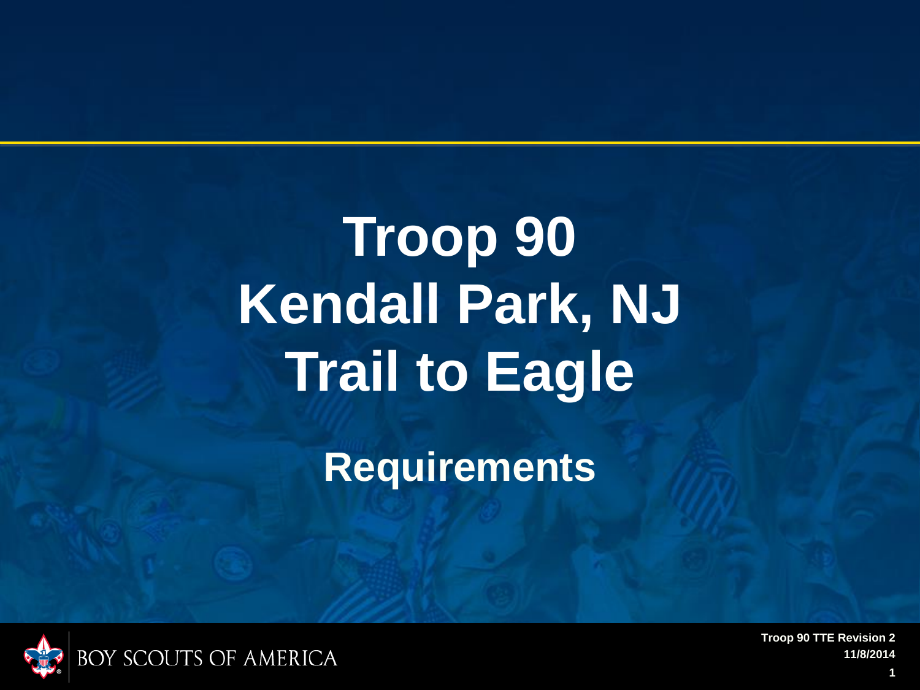# Troop 90
# Kendall Park, NJ
# Trail to Eagle

## Requirements

BOY SCOUTS OF AMERICA

Troop 90 TTE Revision 2
11/8/2014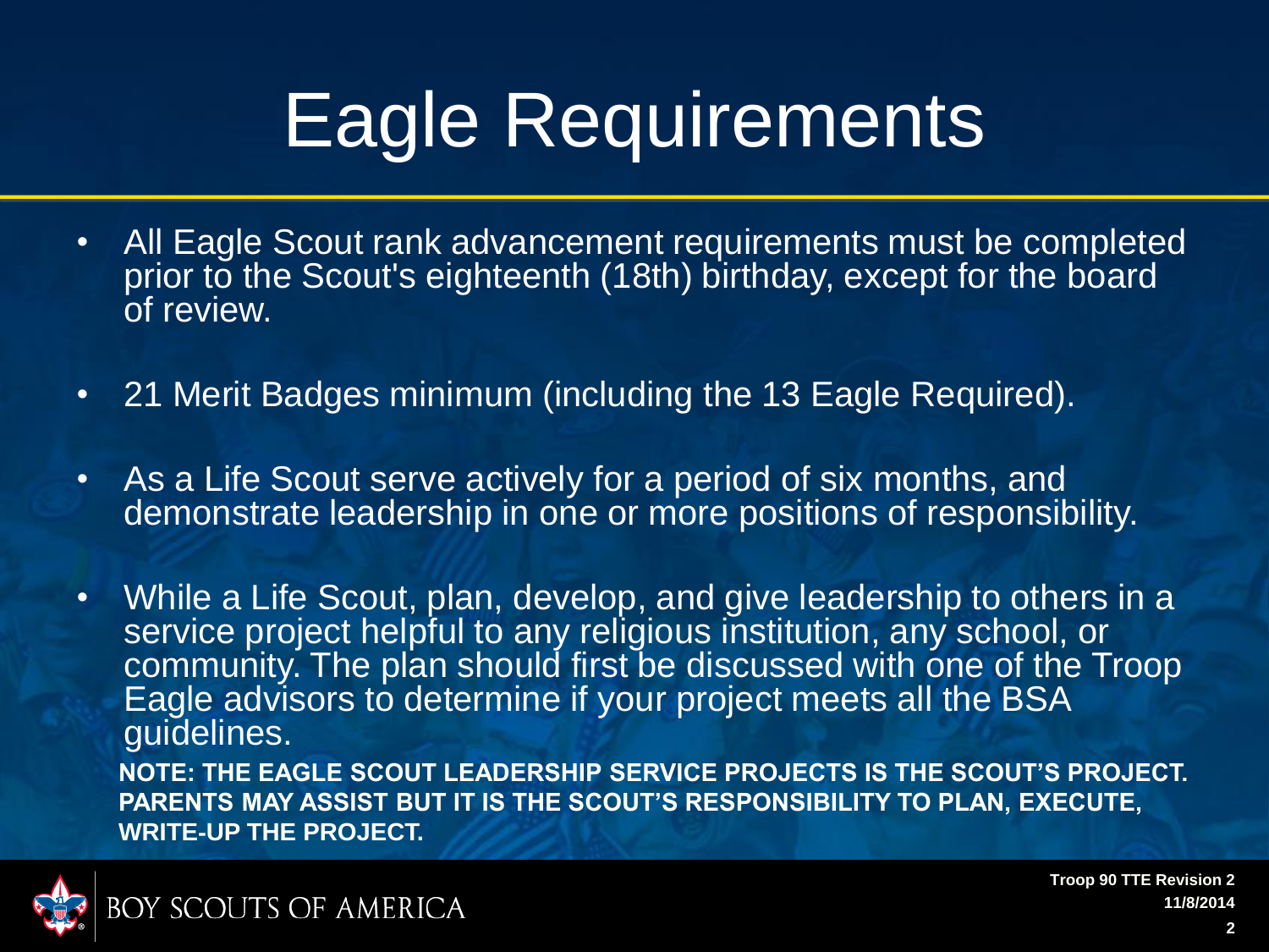# Eagle Requirements

- All Eagle Scout rank advancement requirements must be completed prior to the Scout's eighteenth (18th) birthday, except for the board of review.
- 21 Merit Badges minimum (including the 13 Eagle Required).
- As a Life Scout serve actively for a period of six months, and demonstrate leadership in one or more positions of responsibility.
- While a Life Scout, plan, develop, and give leadership to others in a service project helpful to any religious institution, any school, or community. The plan should first be discussed with one of the Troop Eagle advisors to determine if your project meets all the BSA guidelines.

**NOTE: THE EAGLE SCOUT LEADERSHIP SERVICE PROJECTS IS THE SCOUT'S PROJECT. PARENTS MAY ASSIST BUT IT IS THE SCOUT'S RESPONSIBILITY TO PLAN, EXECUTE, WRITE-UP THE PROJECT.**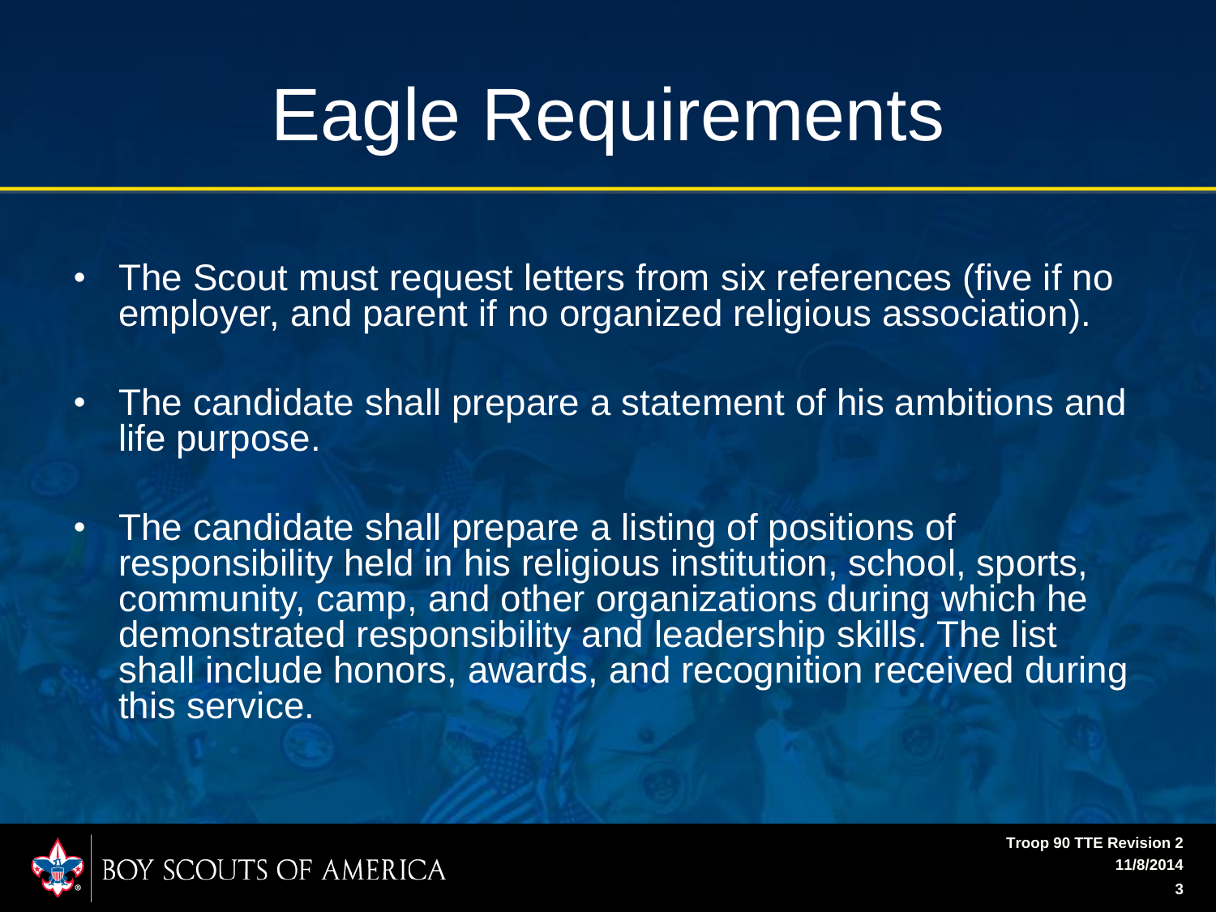# Eagle Requirements

- The Scout must request letters from six references (five if no employer, and parent if no organized religious association).
- The candidate shall prepare a statement of his ambitions and life purpose.
- The candidate shall prepare a listing of positions of responsibility held in his religious institution, school, sports, community, camp, and other organizations during which he demonstrated responsibility and leadership skills. The list shall include honors, awards, and recognition received during this service.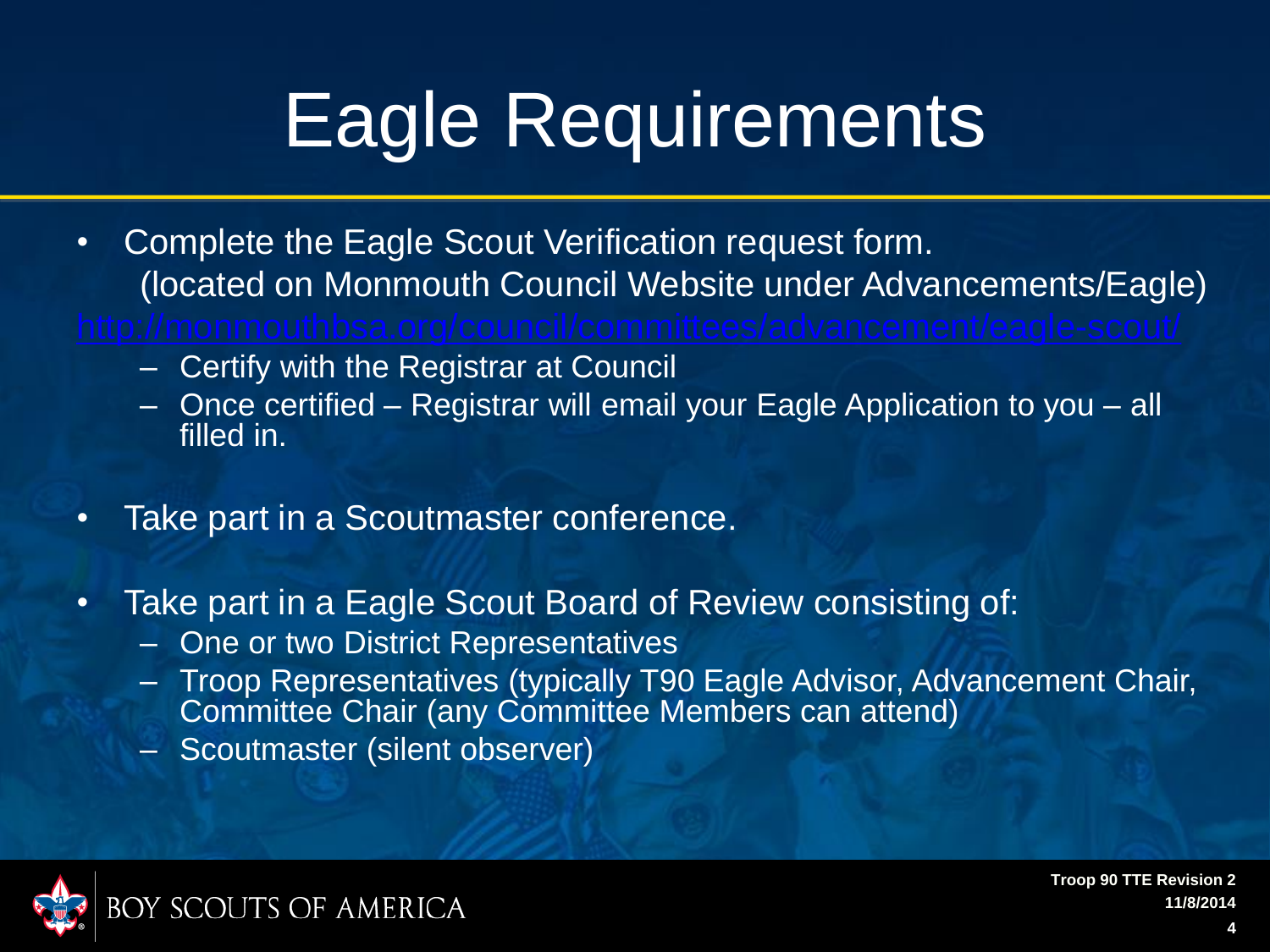# Eagle Requirements

- Complete the Eagle Scout Verification request form.
  (located on Monmouth Council Website under Advancements/Eagle)
  http://monmouthbsa.org/council/committees/advancement/eagle-scout/
  - Certify with the Registrar at Council
  - Once certified – Registrar will email your Eagle Application to you – all filled in.
- Take part in a Scoutmaster conference.
- Take part in a Eagle Scout Board of Review consisting of:
  - One or two District Representatives
  - Troop Representatives (typically T90 Eagle Advisor, Advancement Chair, Committee Chair (any Committee Members can attend)
  - Scoutmaster (silent observer)

BOY SCOUTS OF AMERICA

Troop 90 TTE Revision 2
11/8/2014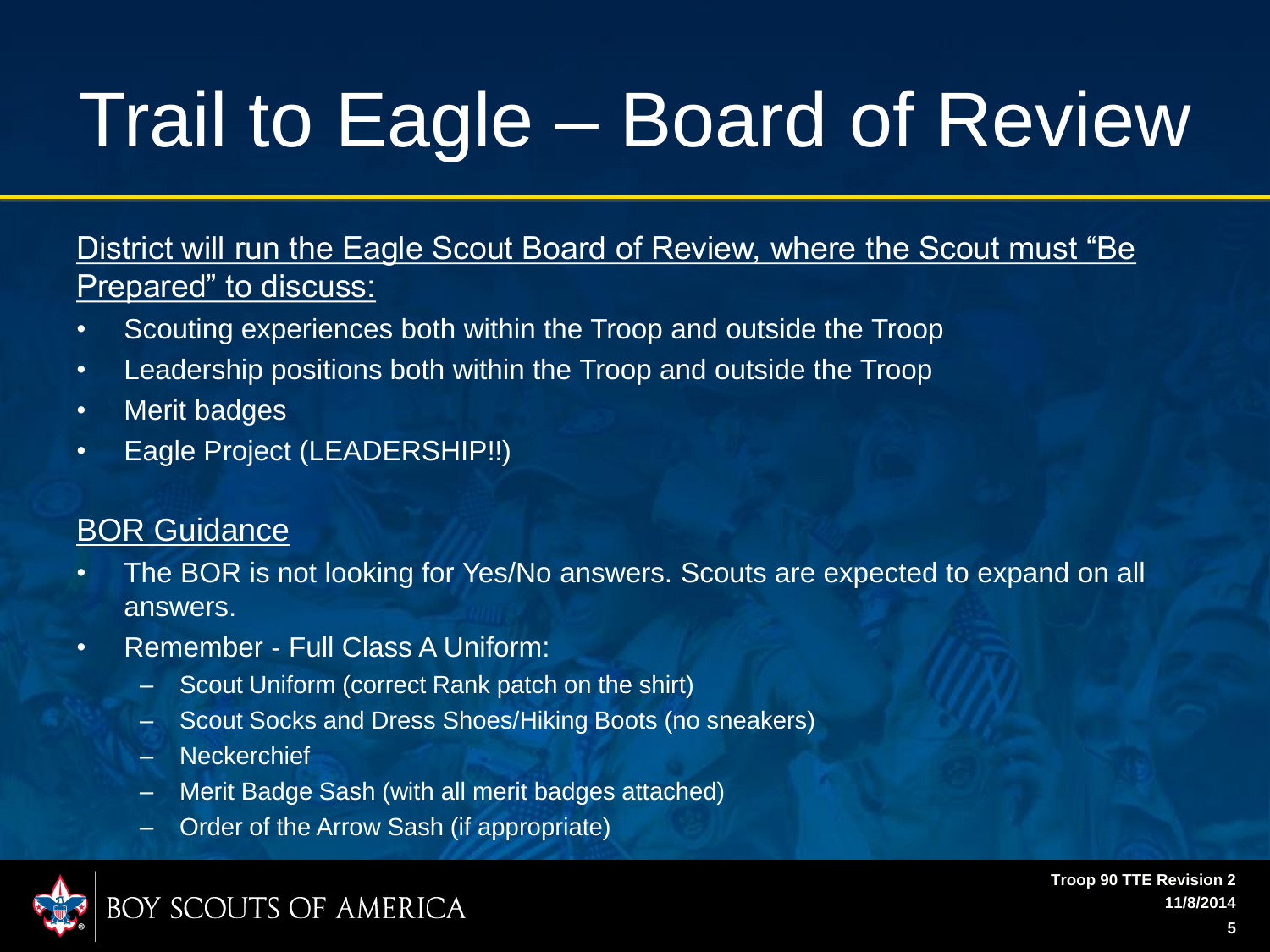# Trail to Eagle – Board of Review

District will run the Eagle Scout Board of Review, where the Scout must "Be Prepared" to discuss:

- Scouting experiences both within the Troop and outside the Troop
- Leadership positions both within the Troop and outside the Troop
- Merit badges
- Eagle Project (LEADERSHIP!!)

BOR Guidance

- The BOR is not looking for Yes/No answers. Scouts are expected to expand on all answers.
- Remember - Full Class A Uniform:
  - Scout Uniform (correct Rank patch on the shirt)
  - Scout Socks and Dress Shoes/Hiking Boots (no sneakers)
  - Neckerchief
  - Merit Badge Sash (with all merit badges attached)
  - Order of the Arrow Sash (if appropriate)

BOY SCOUTS OF AMERICA

Troop 90 TTE Revision 2
11/8/2014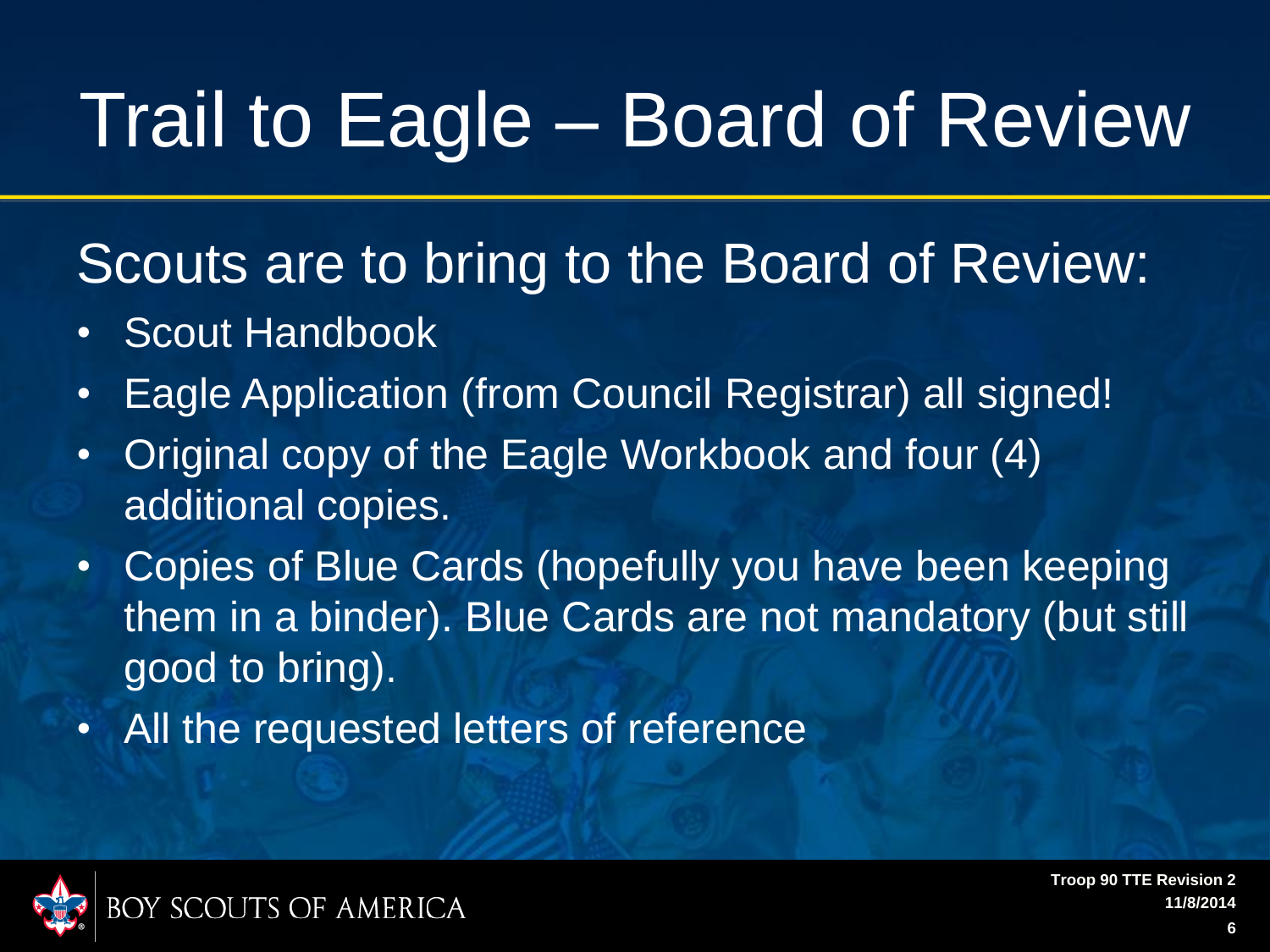# Trail to Eagle – Board of Review

## Scouts are to bring to the Board of Review:

- Scout Handbook
- Eagle Application (from Council Registrar) all signed!
- Original copy of the Eagle Workbook and four (4) additional copies.
- Copies of Blue Cards (hopefully you have been keeping them in a binder). Blue Cards are not mandatory (but still good to bring).
- All the requested letters of reference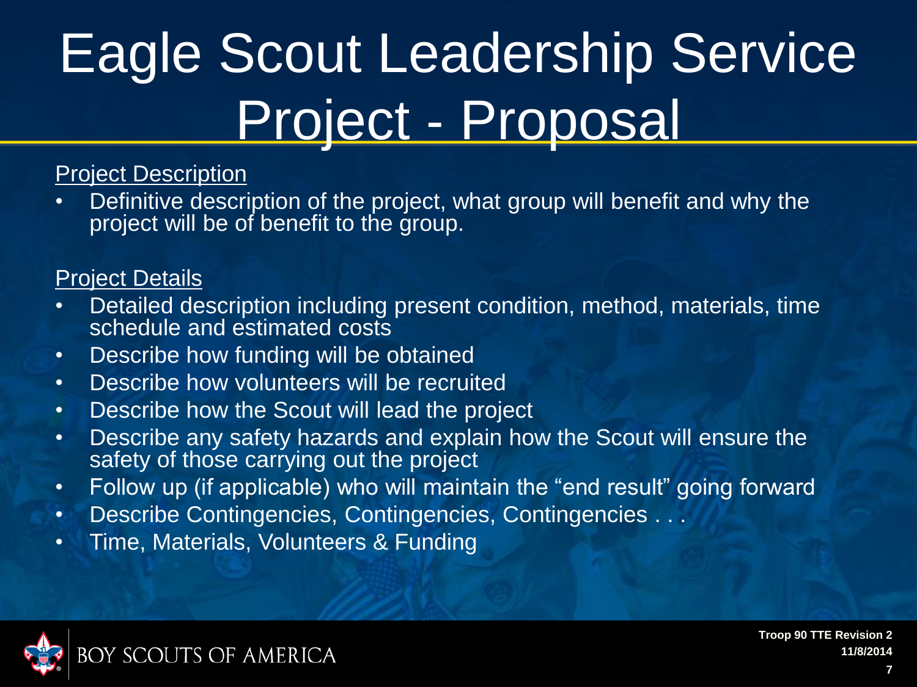# Eagle Scout Leadership Service Project - Proposal

Project Description

- Definitive description of the project, what group will benefit and why the project will be of benefit to the group.

Project Details

- Detailed description including present condition, method, materials, time schedule and estimated costs
- Describe how funding will be obtained
- Describe how volunteers will be recruited
- Describe how the Scout will lead the project
- Describe any safety hazards and explain how the Scout will ensure the safety of those carrying out the project
- Follow up (if applicable) who will maintain the "end result" going forward
- Describe Contingencies, Contingencies, Contingencies . . .
- Time, Materials, Volunteers & Funding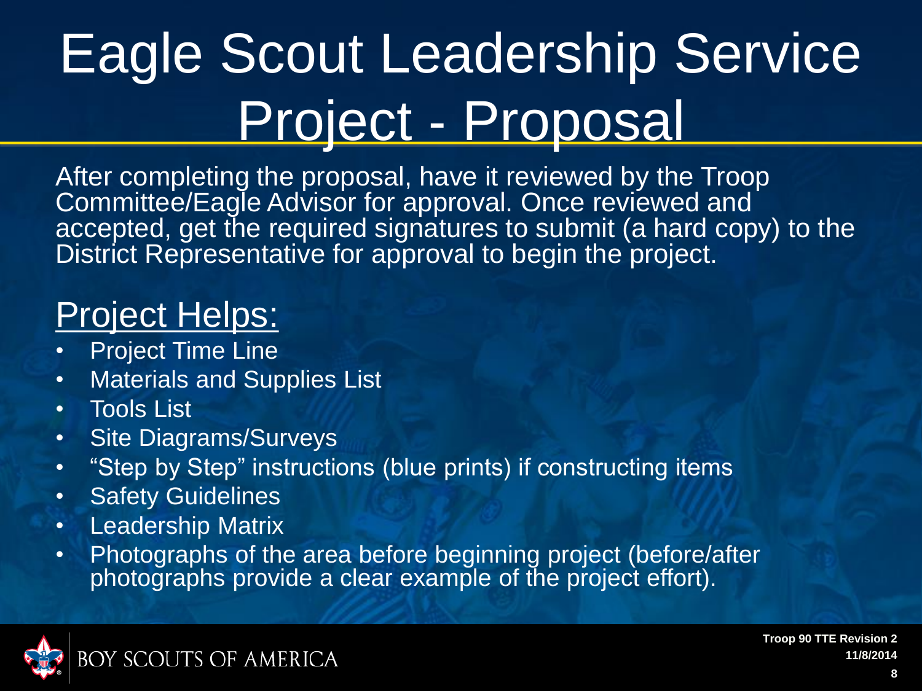# Eagle Scout Leadership Service Project - Proposal

After completing the proposal, have it reviewed by the Troop Committee/Eagle Advisor for approval. Once reviewed and accepted, get the required signatures to submit (a hard copy) to the District Representative for approval to begin the project.

## Project Helps:

- Project Time Line
- Materials and Supplies List
- Tools List
- Site Diagrams/Surveys
- "Step by Step" instructions (blue prints) if constructing items
- Safety Guidelines
- Leadership Matrix
- Photographs of the area before beginning project (before/after photographs provide a clear example of the project effort).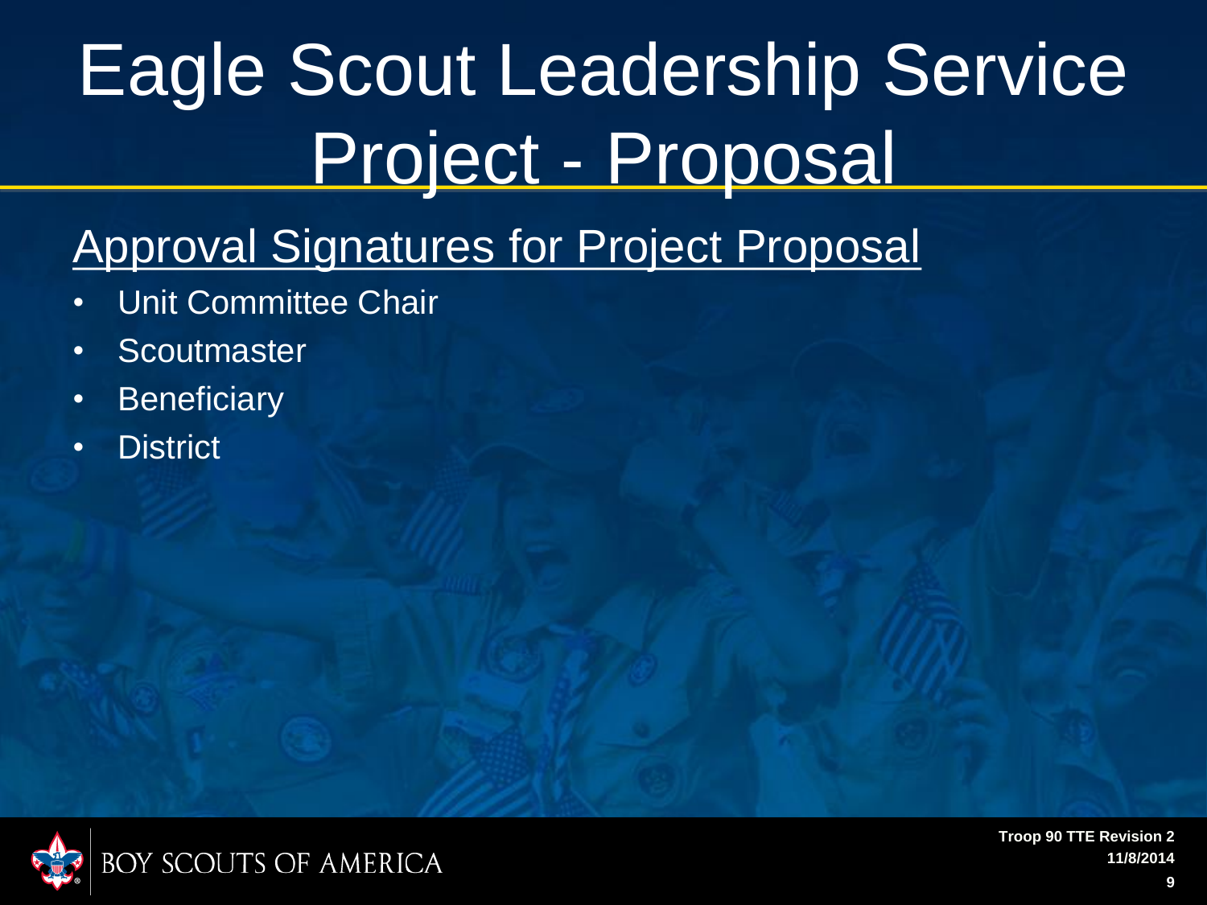# Eagle Scout Leadership Service Project - Proposal

## Approval Signatures for Project Proposal

- Unit Committee Chair
- Scoutmaster
- Beneficiary
- District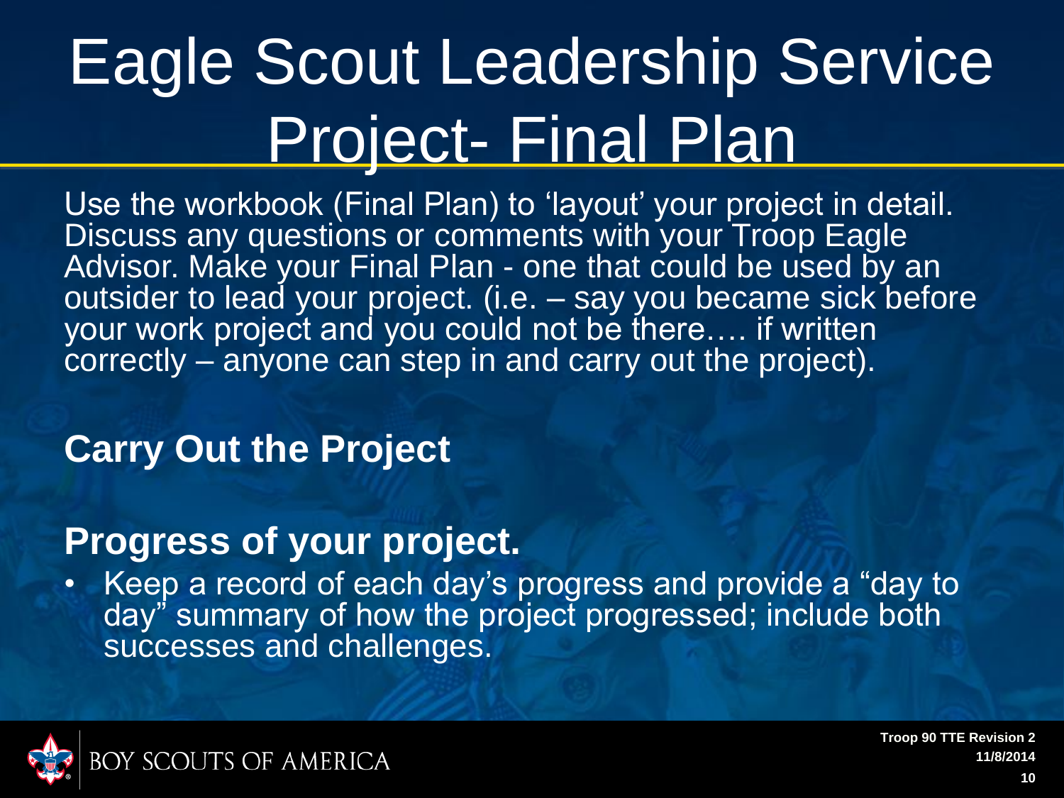# Eagle Scout Leadership Service Project- Final Plan

Use the workbook (Final Plan) to 'layout' your project in detail. Discuss any questions or comments with your Troop Eagle Advisor. Make your Final Plan - one that could be used by an outsider to lead your project. (i.e. – say you became sick before your work project and you could not be there…. if written correctly – anyone can step in and carry out the project).

**Carry Out the Project**

**Progress of your project.**

- Keep a record of each day's progress and provide a "day to day" summary of how the project progressed; include both successes and challenges.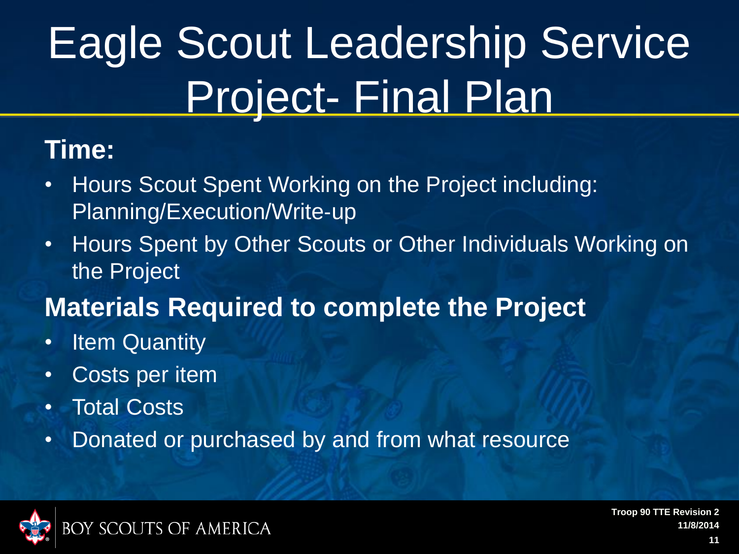# Eagle Scout Leadership Service Project- Final Plan

**Time:**

- Hours Scout Spent Working on the Project including: Planning/Execution/Write-up
- Hours Spent by Other Scouts or Other Individuals Working on the Project

**Materials Required to complete the Project**

- Item Quantity
- Costs per item
- Total Costs
- Donated or purchased by and from what resource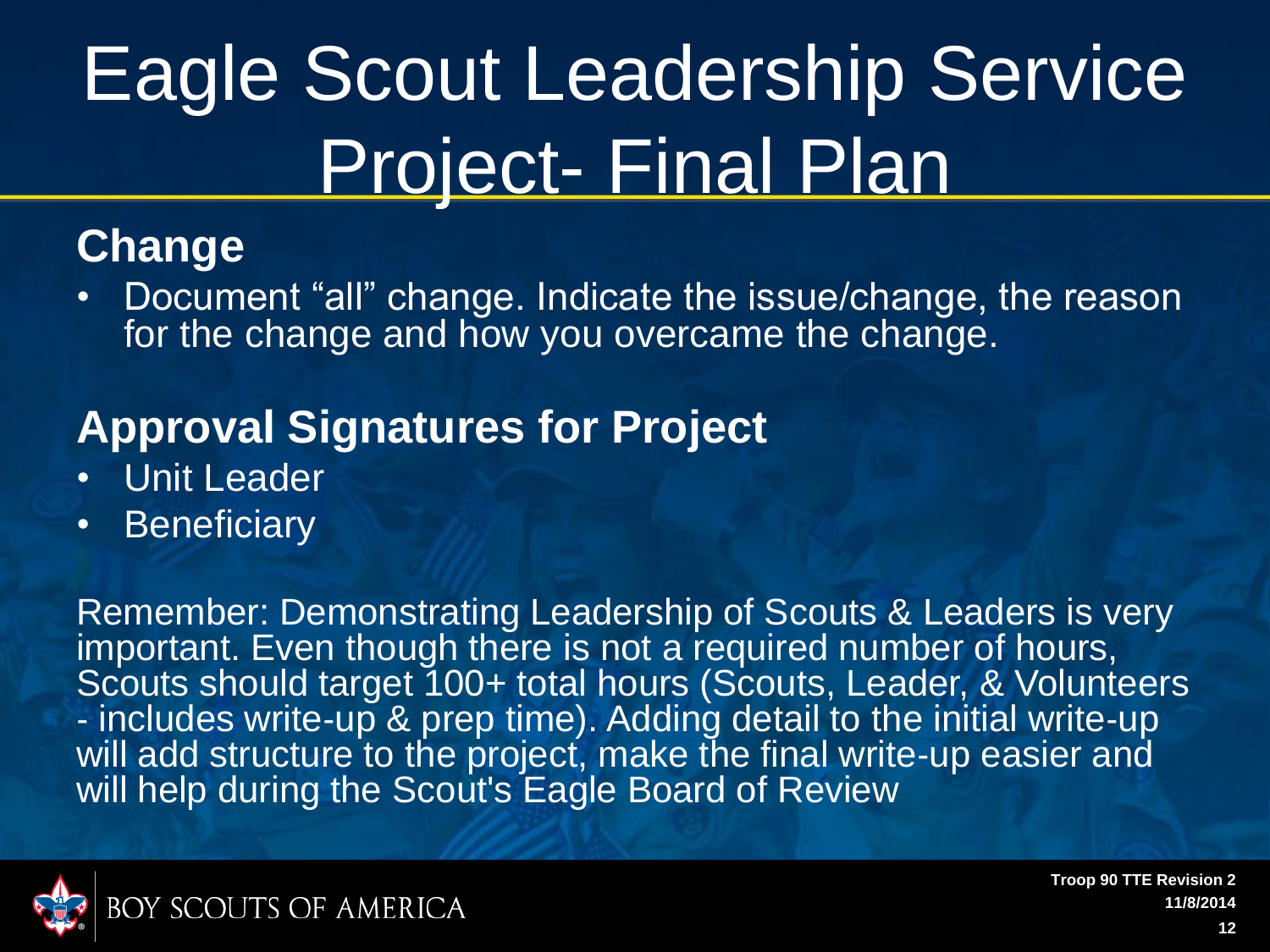# Eagle Scout Leadership Service Project- Final Plan

## Change

- Document “all” change. Indicate the issue/change, the reason for the change and how you overcame the change.

## Approval Signatures for Project

- Unit Leader
- Beneficiary

Remember: Demonstrating Leadership of Scouts & Leaders is very important. Even though there is not a required number of hours, Scouts should target 100+ total hours (Scouts, Leader, & Volunteers - includes write-up & prep time). Adding detail to the initial write-up will add structure to the project, make the final write-up easier and will help during the Scout's Eagle Board of Review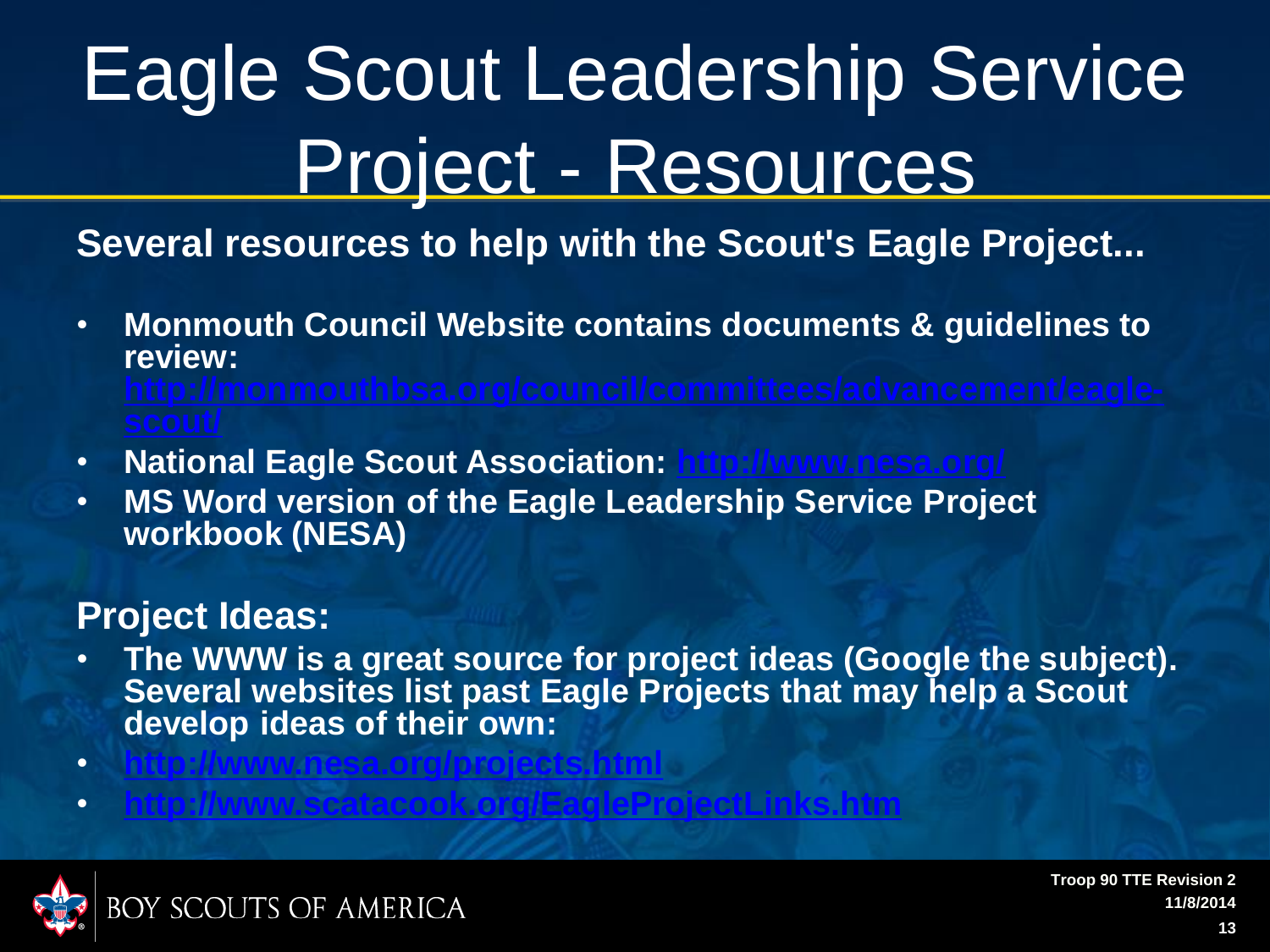# Eagle Scout Leadership Service Project - Resources

**Several resources to help with the Scout's Eagle Project...**

- **Monmouth Council Website contains documents & guidelines to review: http://monmouthbsa.org/council/committees/advancement/eagle-scout/**
- **National Eagle Scout Association: http://www.nesa.org/**
- **MS Word version of the Eagle Leadership Service Project workbook (NESA)**

## Project Ideas:

- **The WWW is a great source for project ideas (Google the subject). Several websites list past Eagle Projects that may help a Scout develop ideas of their own:**
- **http://www.nesa.org/projects.html**
- **http://www.scatacook.org/EagleProjectLinks.htm**

BOY SCOUTS OF AMERICA

**Troop 90 TTE Revision 2**
**11/8/2014**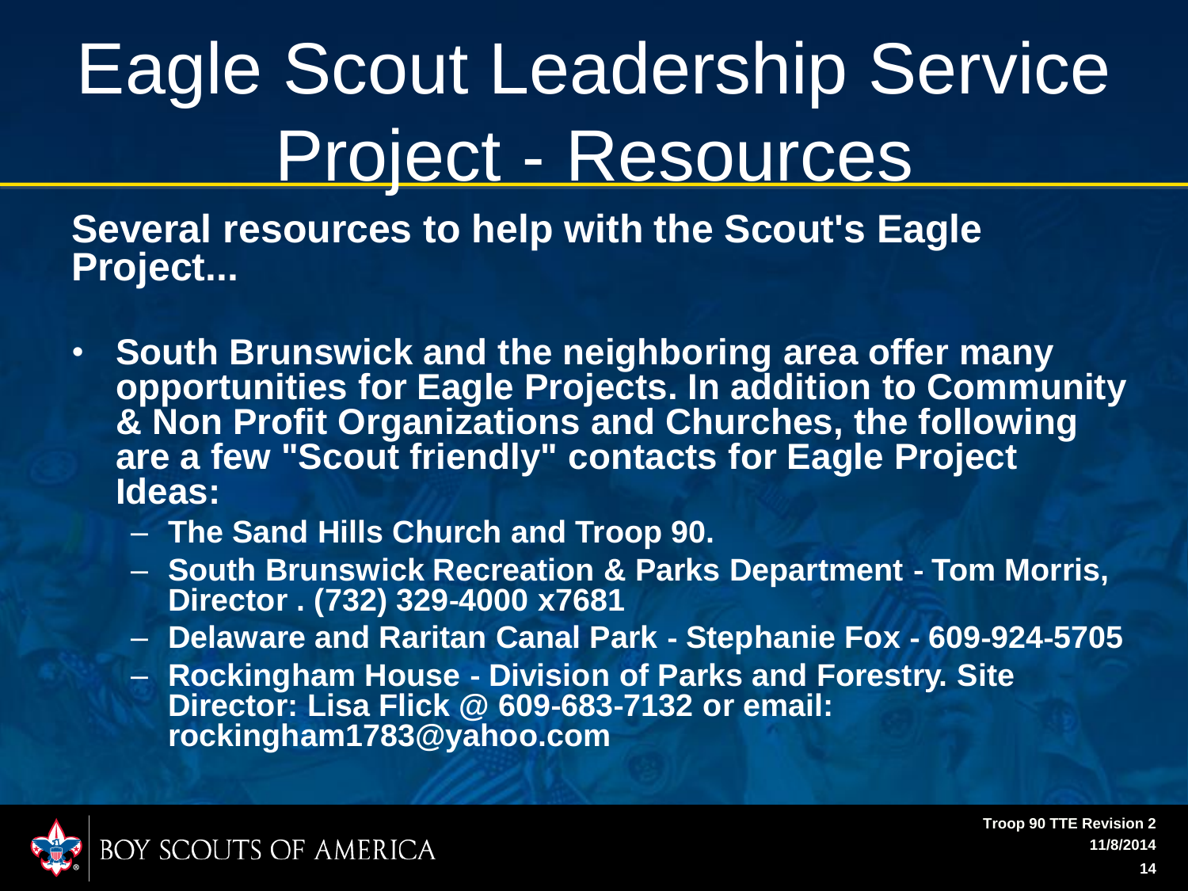# Eagle Scout Leadership Service Project - Resources

**Several resources to help with the Scout's Eagle Project...**

- **South Brunswick and the neighboring area offer many opportunities for Eagle Projects. In addition to Community & Non Profit Organizations and Churches, the following are a few "Scout friendly" contacts for Eagle Project Ideas:**
  - **The Sand Hills Church and Troop 90.**
  - **South Brunswick Recreation & Parks Department - Tom Morris, Director . (732) 329-4000 x7681**
  - **Delaware and Raritan Canal Park - Stephanie Fox - 609-924-5705**
  - **Rockingham House - Division of Parks and Forestry. Site Director: Lisa Flick @ 609-683-7132 or email: rockingham1783@yahoo.com**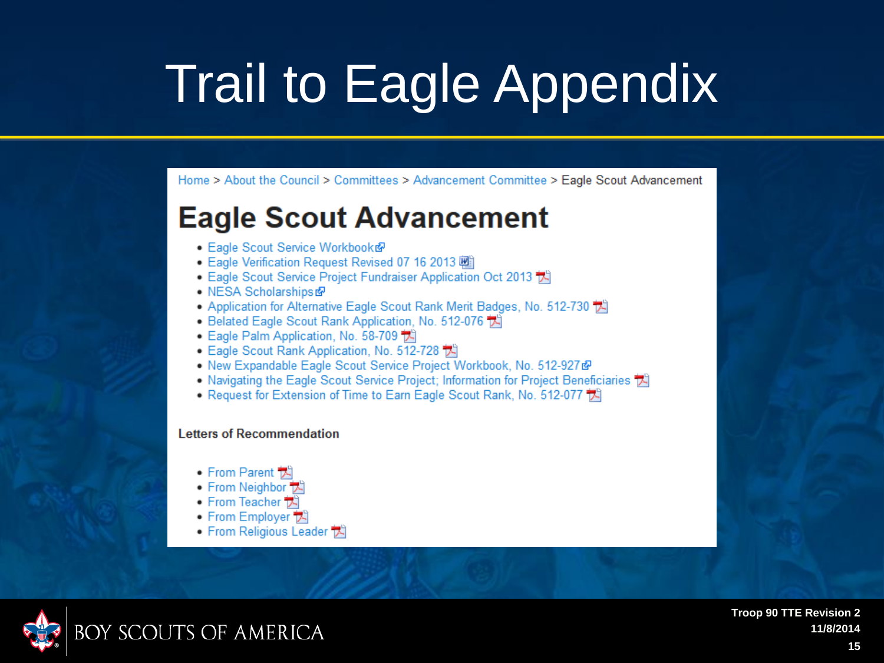# Trail to Eagle Appendix

Home > About the Council > Committees > Advancement Committee > Eagle Scout Advancement

## Eagle Scout Advancement

- Eagle Scout Service Workbook
- Eagle Verification Request Revised 07 16 2013
- Eagle Scout Service Project Fundraiser Application Oct 2013
- NESA Scholarships
- Application for Alternative Eagle Scout Rank Merit Badges, No. 512-730
- Belated Eagle Scout Rank Application, No. 512-076
- Eagle Palm Application, No. 58-709
- Eagle Scout Rank Application, No. 512-728
- New Expandable Eagle Scout Service Project Workbook, No. 512-927
- Navigating the Eagle Scout Service Project; Information for Project Beneficiaries
- Request for Extension of Time to Earn Eagle Scout Rank, No. 512-077

**Letters of Recommendation**

- From Parent
- From Neighbor
- From Teacher
- From Employer
- From Religious Leader

BOY SCOUTS OF AMERICA

Troop 90 TTE Revision 2
11/8/2014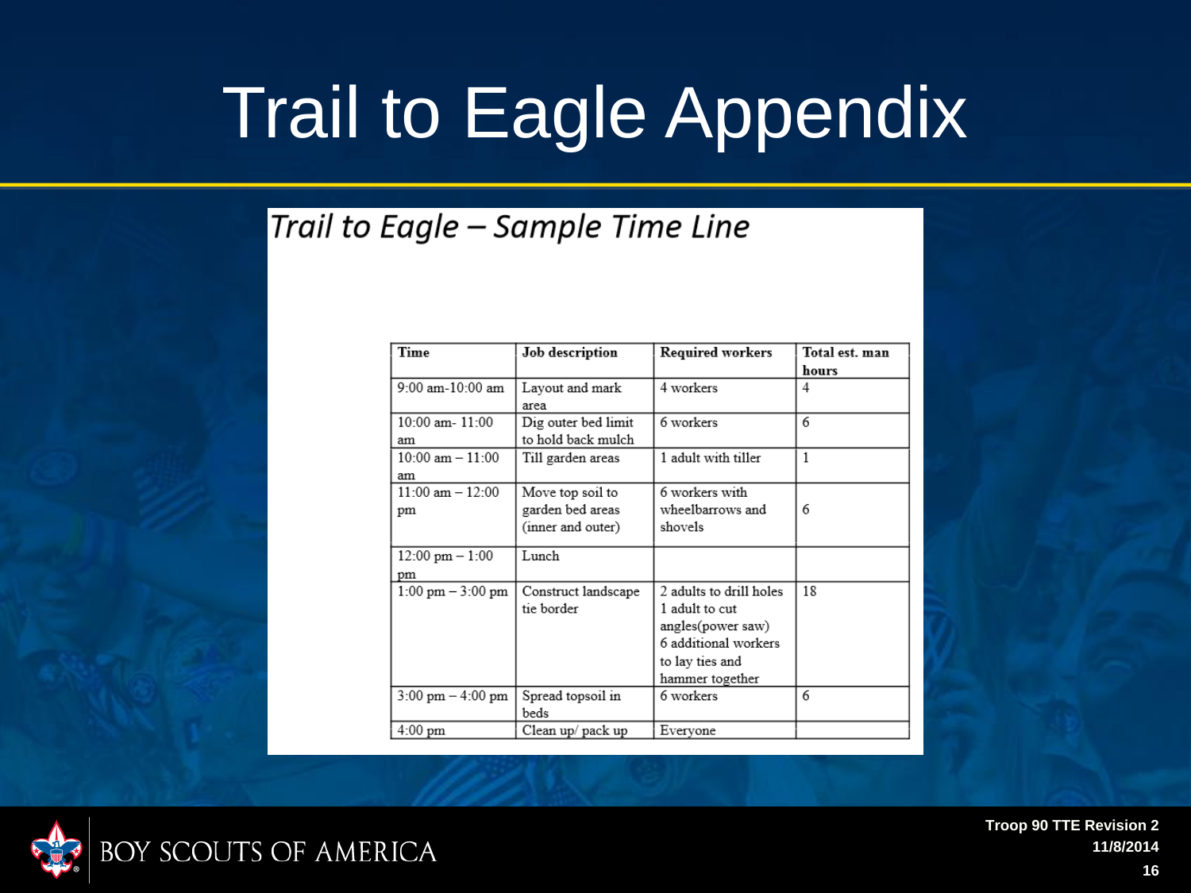# Trail to Eagle Appendix

*Trail to Eagle – Sample Time Line*

| Time | Job description | Required workers | Total est. man hours |
|---|---|---|---|
| 9:00 am-10:00 am | Layout and mark area | 4 workers | 4 |
| 10:00 am- 11:00 am | Dig outer bed limit to hold back mulch | 6 workers | 6 |
| 10:00 am – 11:00 am | Till garden areas | 1 adult with tiller | 1 |
| 11:00 am – 12:00 pm | Move top soil to garden bed areas (inner and outer) | 6 workers with wheelbarrows and shovels | 6 |
| 12:00 pm – 1:00 pm | Lunch | | |
| 1:00 pm – 3:00 pm | Construct landscape tie border | 2 adults to drill holes 1 adult to cut angles(power saw) 6 additional workers to lay ties and hammer together | 18 |
| 3:00 pm – 4:00 pm | Spread topsoil in beds | 6 workers | 6 |
| 4:00 pm | Clean up/ pack up | Everyone | |

BOY SCOUTS OF AMERICA

Troop 90 TTE Revision 2
11/8/2014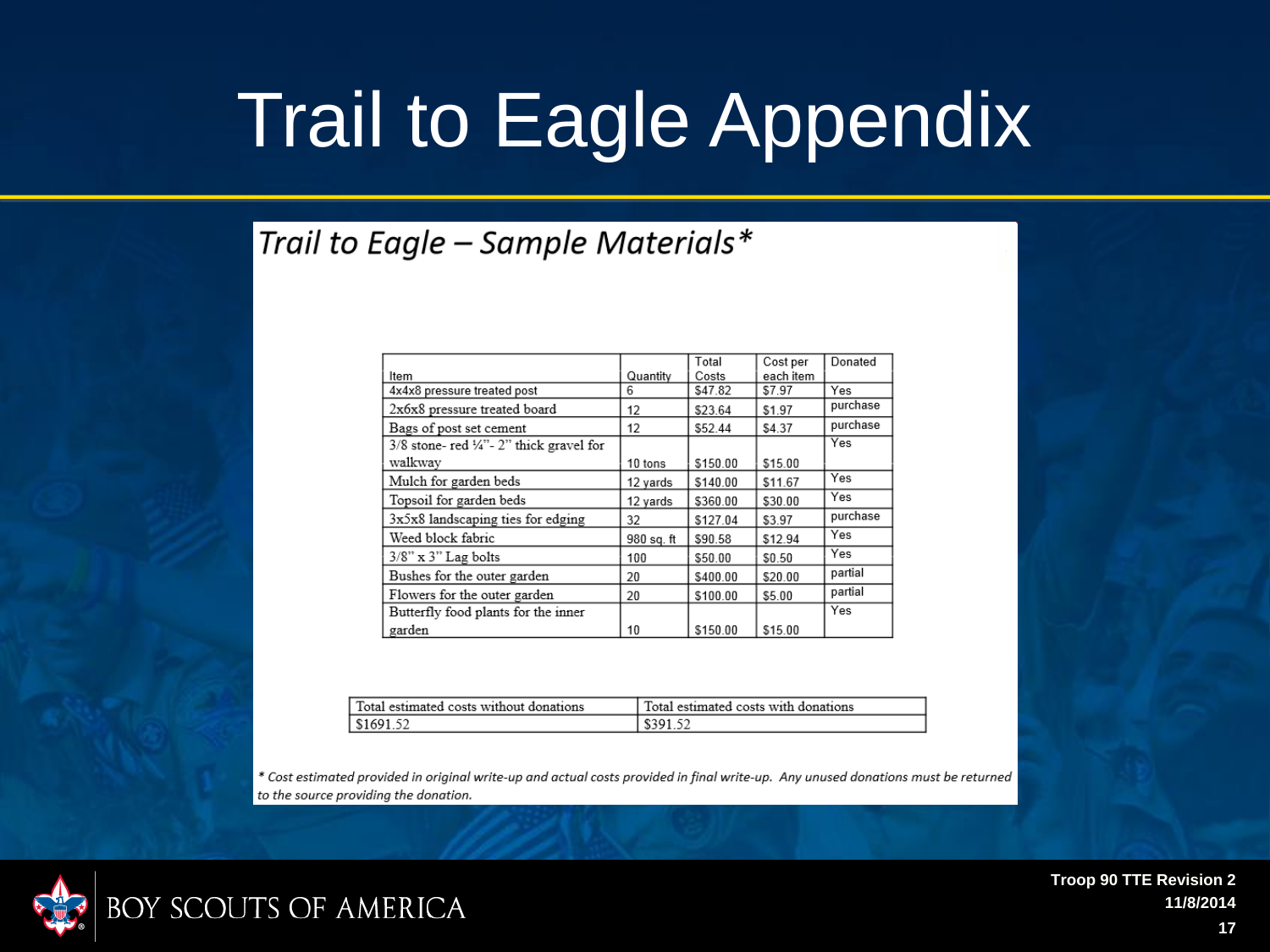# Trail to Eagle Appendix

*Trail to Eagle – Sample Materials**

| Item | Quantity | Total Costs | Cost per each item | Donated |
|---|---|---|---|---|
| 4x4x8 pressure treated post | 6 | $47.82 | $7.97 | Yes |
| 2x6x8 pressure treated board | 12 | $23.64 | $1.97 | purchase |
| Bags of post set cement | 12 | $52.44 | $4.37 | purchase |
| 3/8 stone- red ¼"- 2" thick gravel for walkway | 10 tons | $150.00 | $15.00 | Yes |
| Mulch for garden beds | 12 yards | $140.00 | $11.67 | Yes |
| Topsoil for garden beds | 12 yards | $360.00 | $30.00 | Yes |
| 3x5x8 landscaping ties for edging | 32 | $127.04 | $3.97 | purchase |
| Weed block fabric | 980 sq. ft | $90.58 | $12.94 | Yes |
| 3/8" x 3" Lag bolts | 100 | $50.00 | $0.50 | Yes |
| Bushes for the outer garden | 20 | $400.00 | $20.00 | partial |
| Flowers for the outer garden | 20 | $100.00 | $5.00 | partial |
| Butterfly food plants for the inner garden | 10 | $150.00 | $15.00 | Yes |

| Total estimated costs without donations | Total estimated costs with donations |
|---|---|
| $1691.52 | $391.52 |

*\* Cost estimated provided in original write-up and actual costs provided in final write-up. Any unused donations must be returned to the source providing the donation.*

Troop 90 TTE Revision 2
11/8/2014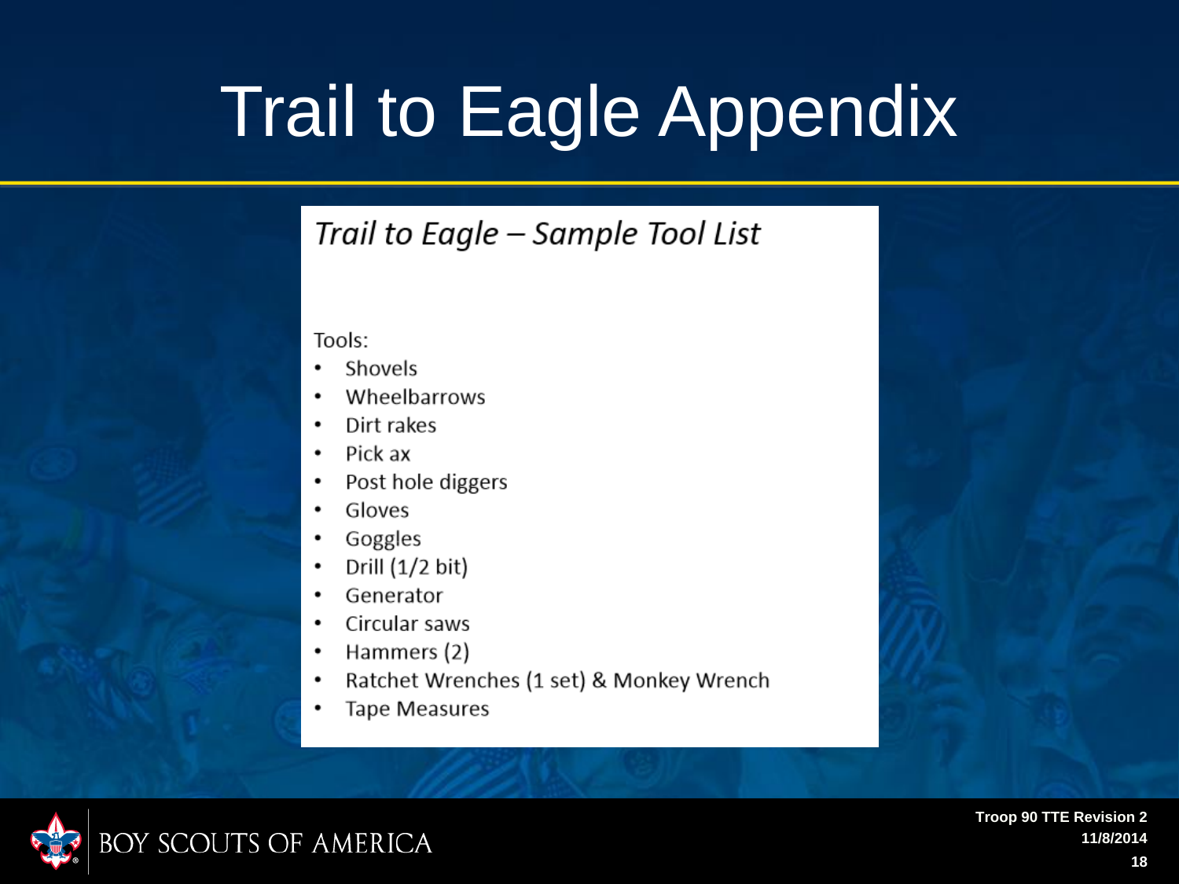# Trail to Eagle Appendix

*Trail to Eagle – Sample Tool List*

Tools:

- Shovels
- Wheelbarrows
- Dirt rakes
- Pick ax
- Post hole diggers
- Gloves
- Goggles
- Drill (1/2 bit)
- Generator
- Circular saws
- Hammers (2)
- Ratchet Wrenches (1 set) & Monkey Wrench
- Tape Measures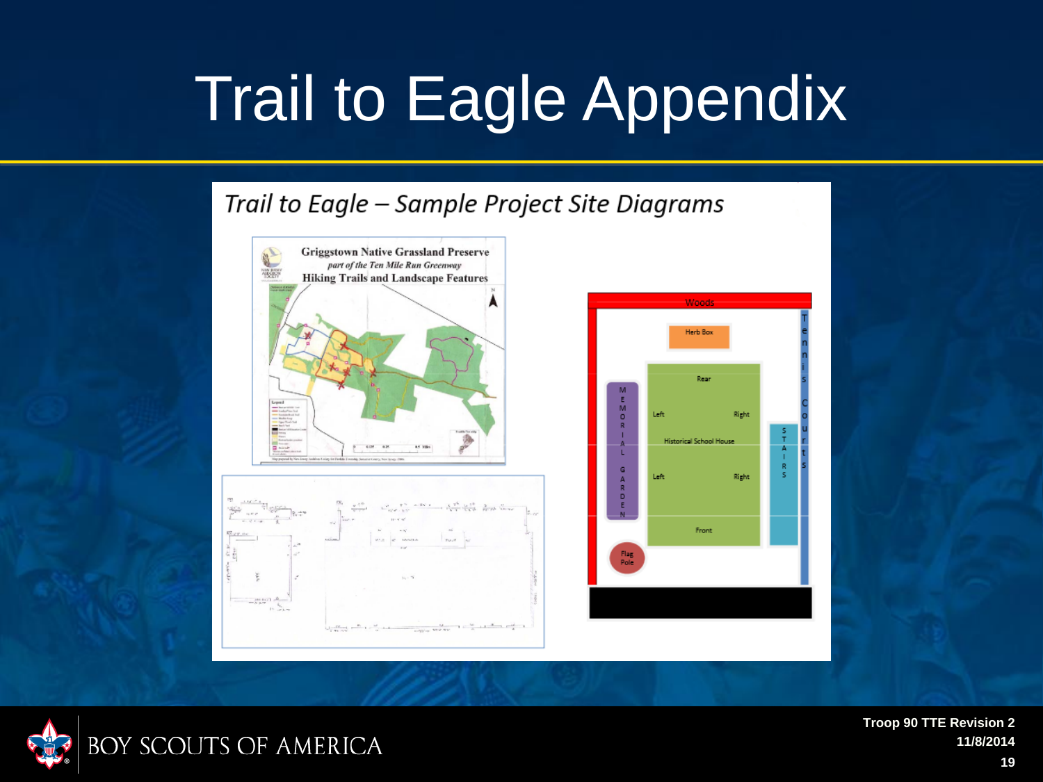# Trail to Eagle Appendix

*Trail to Eagle – Sample Project Site Diagrams*

Griggstown Native Grassland Preserve
*part of the Ten Mile Run Greenway*
Hiking Trails and Landscape Features

Woods

Herb Box

Rear

Left Right

Historical School House

Left Right

Front

MEMORIAL GARDEN

STAIRS

Tennis Courts

Flag Pole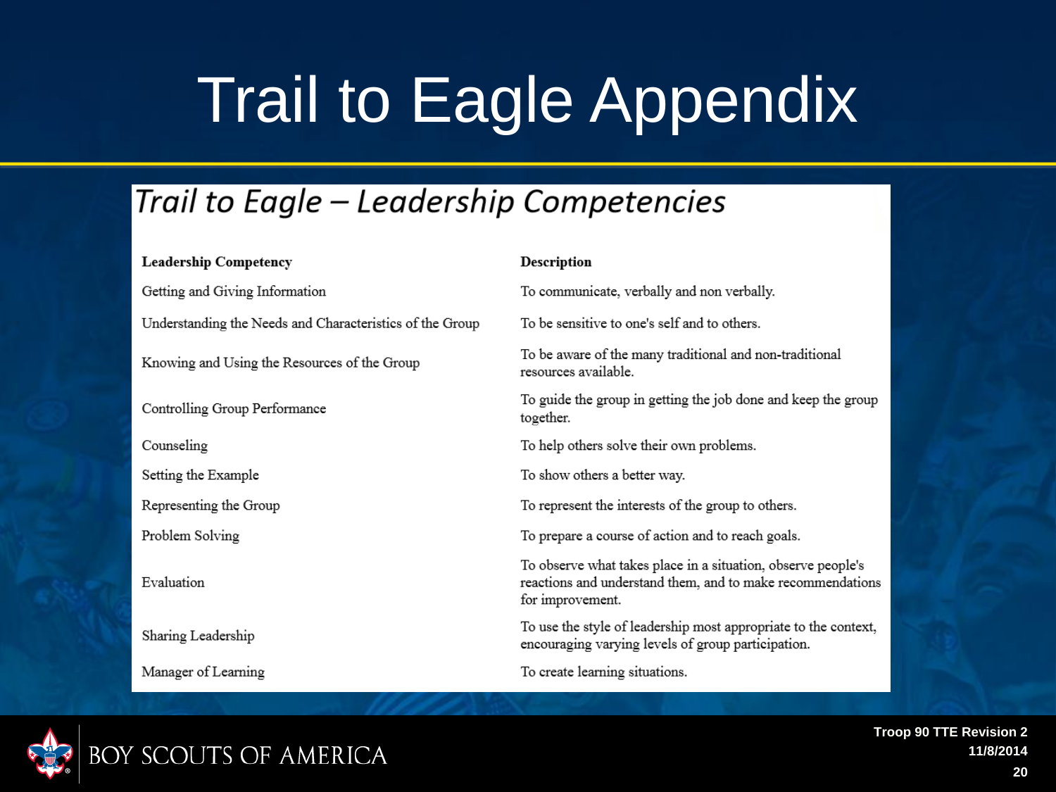# Trail to Eagle Appendix

## *Trail to Eagle – Leadership Competencies*

| Leadership Competency | Description |
|---|---|
| Getting and Giving Information | To communicate, verbally and non verbally. |
| Understanding the Needs and Characteristics of the Group | To be sensitive to one's self and to others. |
| Knowing and Using the Resources of the Group | To be aware of the many traditional and non-traditional resources available. |
| Controlling Group Performance | To guide the group in getting the job done and keep the group together. |
| Counseling | To help others solve their own problems. |
| Setting the Example | To show others a better way. |
| Representing the Group | To represent the interests of the group to others. |
| Problem Solving | To prepare a course of action and to reach goals. |
| Evaluation | To observe what takes place in a situation, observe people's reactions and understand them, and to make recommendations for improvement. |
| Sharing Leadership | To use the style of leadership most appropriate to the context, encouraging varying levels of group participation. |
| Manager of Learning | To create learning situations. |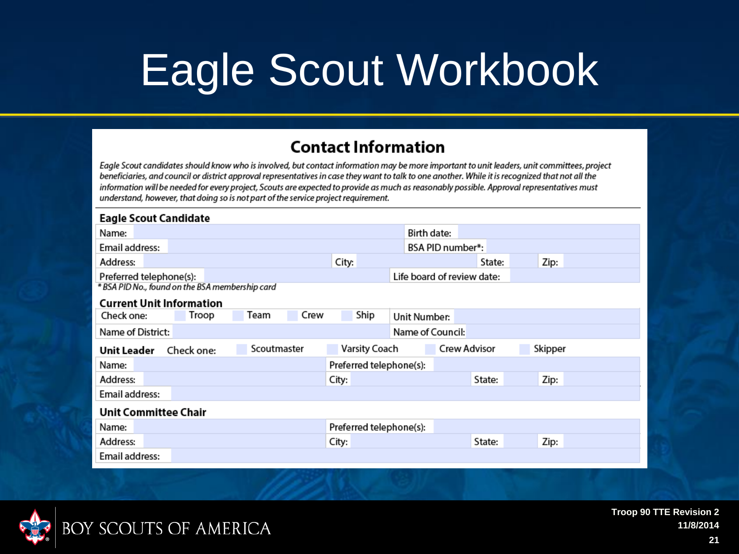# Eagle Scout Workbook

## Contact Information

*Eagle Scout candidates should know who is involved, but contact information may be more important to unit leaders, unit committees, project beneficiaries, and council or district approval representatives in case they want to talk to one another. While it is recognized that not all the information will be needed for every project, Scouts are expected to provide as much as reasonably possible. Approval representatives must understand, however, that doing so is not part of the service project requirement.*

### Eagle Scout Candidate

| | | | | | |
|---|---|---|---|---|---|
| Name: | | Birth date: | | | |
| Email address: | | BSA PID number*: | | | |
| Address: | | City: | | State: | Zip: |
| Preferred telephone(s): | | Life board of review date: | | | |

*\* BSA PID No., found on the BSA membership card*

### Current Unit Information

| | | | | | | |
|---|---|---|---|---|---|---|
| Check one: | Troop | Team | Crew | Ship | Unit Number: | |
| Name of District: | | | | | Name of Council: | |

### Unit Leader

Check one: Scoutmaster | Varsity Coach | Crew Advisor | Skipper

| | | | | |
|---|---|---|---|---|
| Name: | | Preferred telephone(s): | | |
| Address: | | City: | State: | Zip: |
| Email address: | | | | |

### Unit Committee Chair

| | | | | |
|---|---|---|---|---|
| Name: | | Preferred telephone(s): | | |
| Address: | | City: | State: | Zip: |
| Email address: | | | | |

BOY SCOUTS OF AMERICA

Troop 90 TTE Revision 2
11/8/2014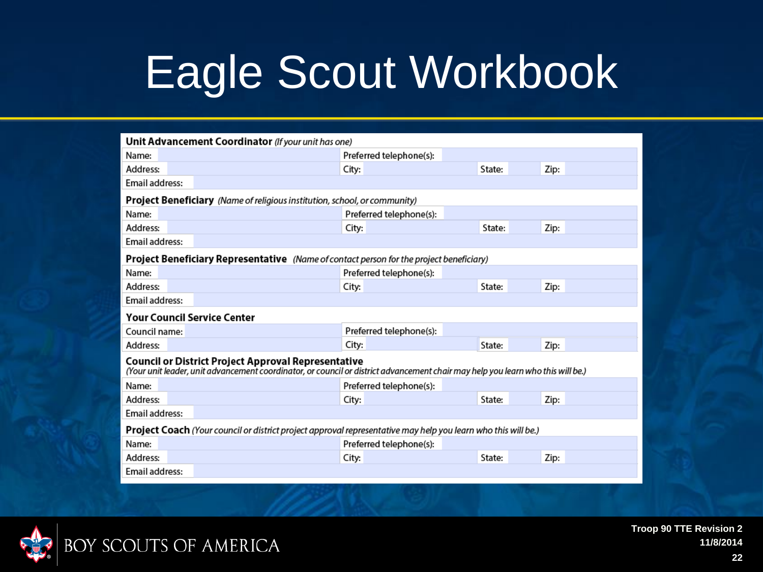# Eagle Scout Workbook

**Unit Advancement Coordinator** *(If your unit has one)*

| Name: | Preferred telephone(s): | | |
|---|---|---|---|
| Address: | City: | State: | Zip: |
| Email address: | | | |

**Project Beneficiary** *(Name of religious institution, school, or community)*

| Name: | Preferred telephone(s): | | |
|---|---|---|---|
| Address: | City: | State: | Zip: |
| Email address: | | | |

**Project Beneficiary Representative** *(Name of contact person for the project beneficiary)*

| Name: | Preferred telephone(s): | | |
|---|---|---|---|
| Address: | City: | State: | Zip: |
| Email address: | | | |

**Your Council Service Center**

| Council name: | Preferred telephone(s): | | |
|---|---|---|---|
| Address: | City: | State: | Zip: |

**Council or District Project Approval Representative**
*(Your unit leader, unit advancement coordinator, or council or district advancement chair may help you learn who this will be.)*

| Name: | Preferred telephone(s): | | |
|---|---|---|---|
| Address: | City: | State: | Zip: |
| Email address: | | | |

**Project Coach** *(Your council or district project approval representative may help you learn who this will be.)*

| Name: | Preferred telephone(s): | | |
|---|---|---|---|
| Address: | City: | State: | Zip: |
| Email address: | | | |

BOY SCOUTS OF AMERICA

Troop 90 TTE Revision 2
11/8/2014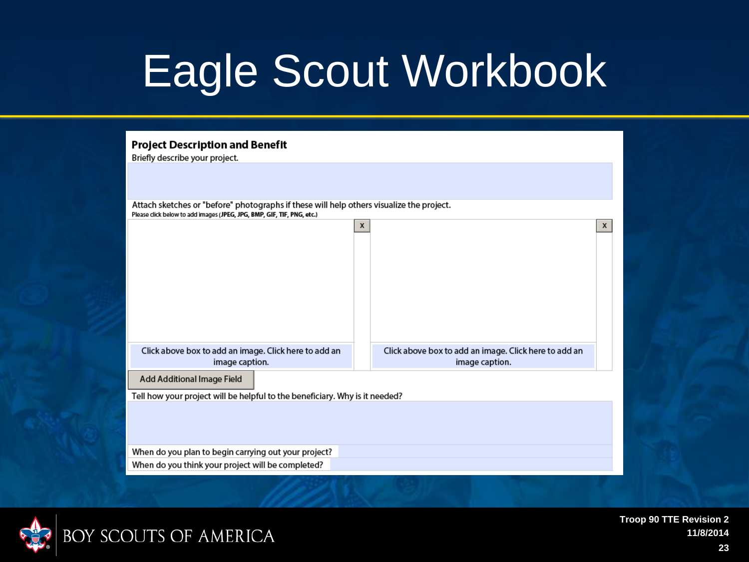# Eagle Scout Workbook

## Project Description and Benefit

Briefly describe your project.

Attach sketches or "before" photographs if these will help others visualize the project.

Please click below to add images (JPEG, JPG, BMP, GIF, TIF, PNG, etc.)

Click above box to add an image. Click here to add an image caption.

Click above box to add an image. Click here to add an image caption.

Add Additional Image Field

Tell how your project will be helpful to the beneficiary. Why is it needed?

When do you plan to begin carrying out your project?

When do you think your project will be completed?

Troop 90 TTE Revision 2
11/8/2014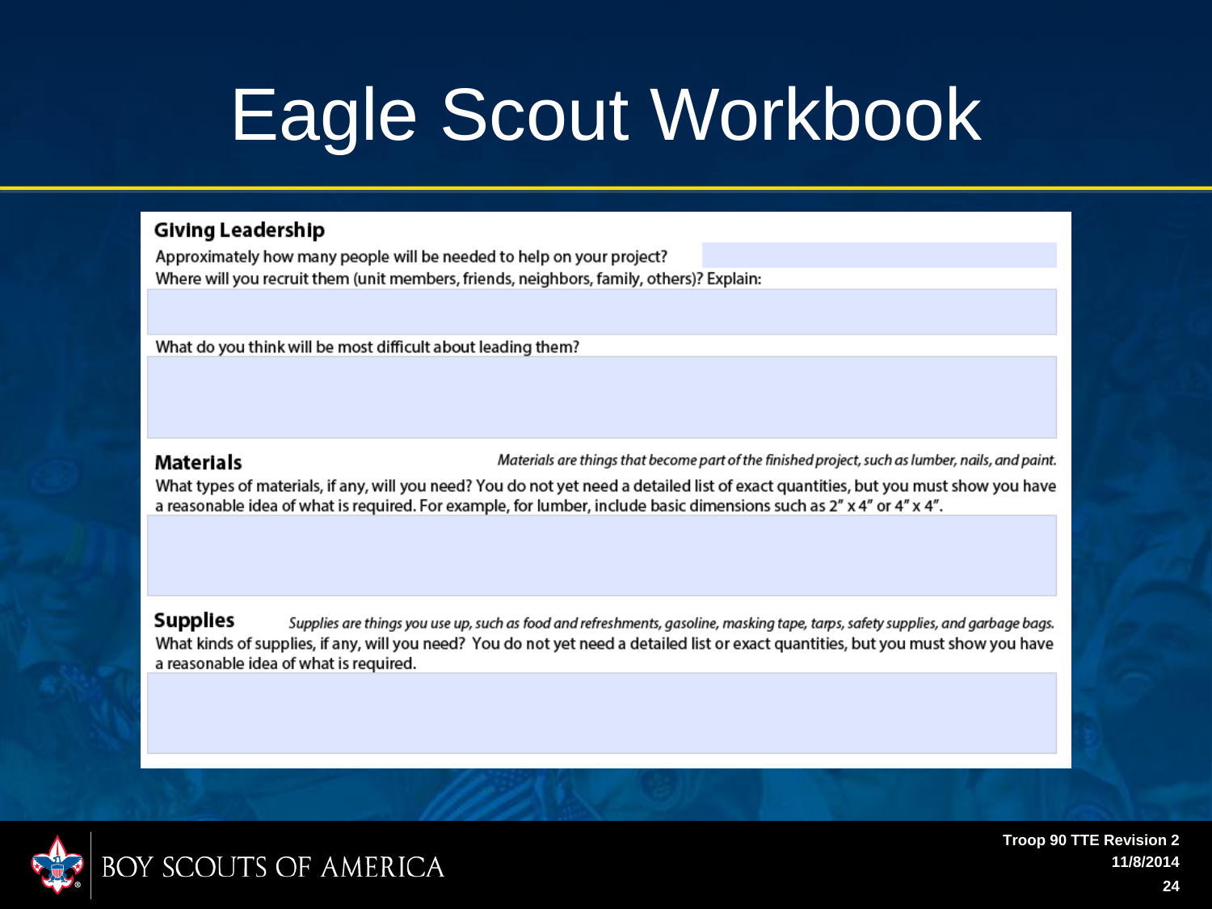# Eagle Scout Workbook

## Giving Leadership

Approximately how many people will be needed to help on your project?

Where will you recruit them (unit members, friends, neighbors, family, others)? Explain:

What do you think will be most difficult about leading them?

## Materials

*Materials are things that become part of the finished project, such as lumber, nails, and paint.*

What types of materials, if any, will you need? You do not yet need a detailed list of exact quantities, but you must show you have a reasonable idea of what is required. For example, for lumber, include basic dimensions such as 2" x 4" or 4" x 4".

## Supplies

*Supplies are things you use up, such as food and refreshments, gasoline, masking tape, tarps, safety supplies, and garbage bags.*

What kinds of supplies, if any, will you need? You do not yet need a detailed list or exact quantities, but you must show you have a reasonable idea of what is required.

BOY SCOUTS OF AMERICA

Troop 90 TTE Revision 2
11/8/2014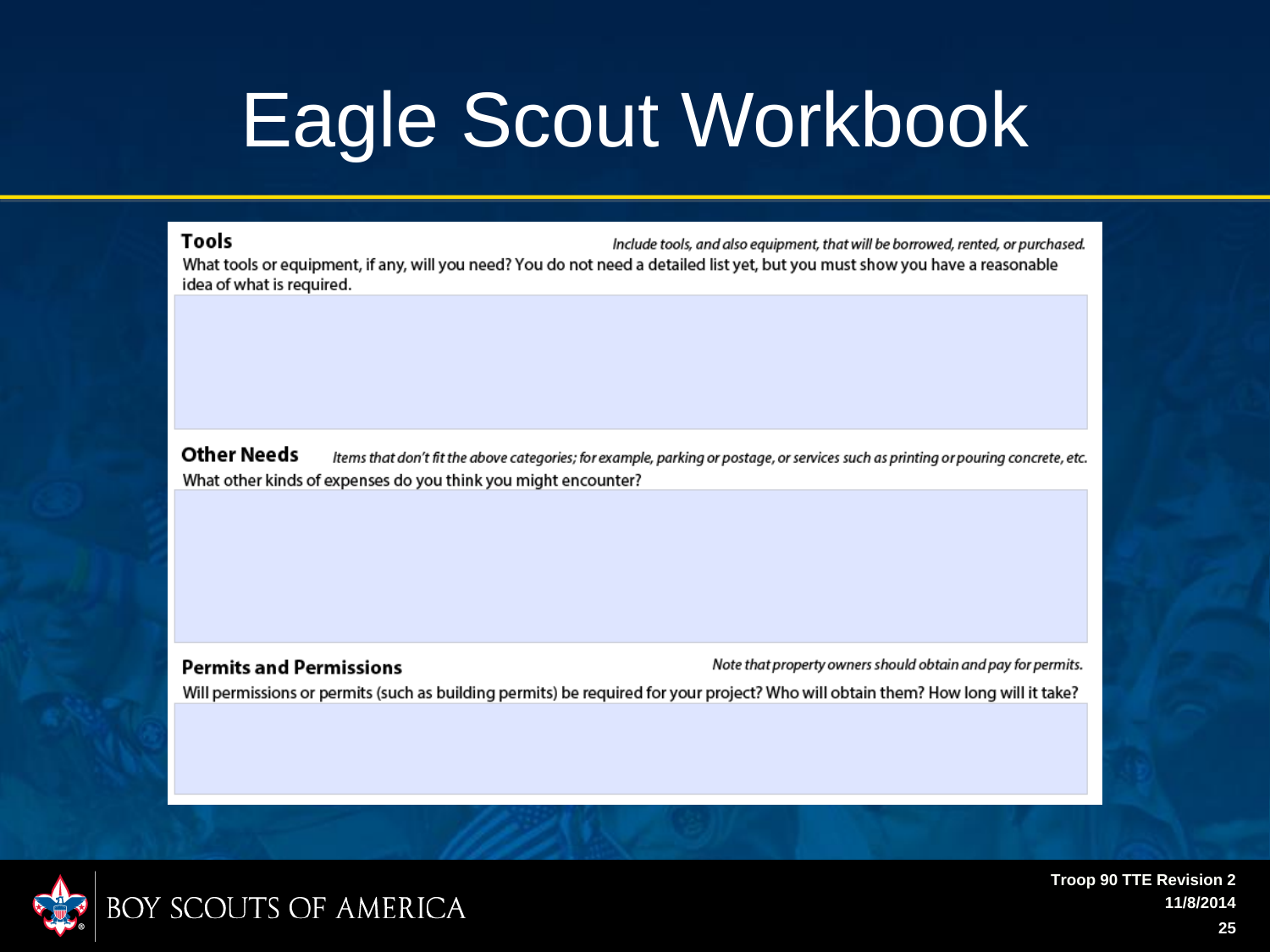# Eagle Scout Workbook

**Tools**

*Include tools, and also equipment, that will be borrowed, rented, or purchased.*

What tools or equipment, if any, will you need? You do not need a detailed list yet, but you must show you have a reasonable idea of what is required.

**Other Needs**

*Items that don't fit the above categories; for example, parking or postage, or services such as printing or pouring concrete, etc.*

What other kinds of expenses do you think you might encounter?

**Permits and Permissions**

*Note that property owners should obtain and pay for permits.*

Will permissions or permits (such as building permits) be required for your project? Who will obtain them? How long will it take?

BOY SCOUTS OF AMERICA

Troop 90 TTE Revision 2
11/8/2014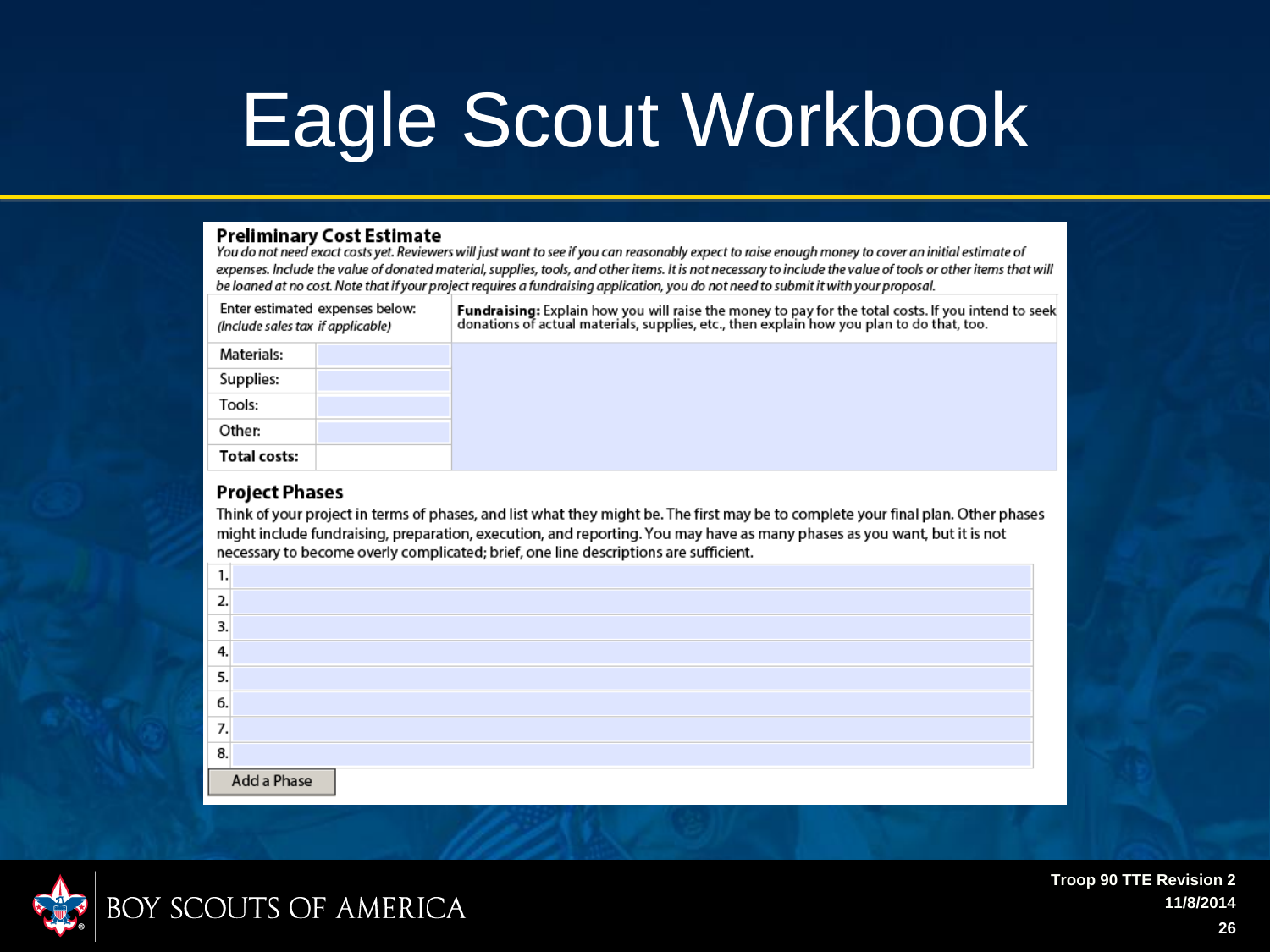# Eagle Scout Workbook

## Preliminary Cost Estimate

*You do not need exact costs yet. Reviewers will just want to see if you can reasonably expect to raise enough money to cover an initial estimate of expenses. Include the value of donated material, supplies, tools, and other items. It is not necessary to include the value of tools or other items that will be loaned at no cost. Note that if your project requires a fundraising application, you do not need to submit it with your proposal.*

| Enter estimated expenses below: *(Include sales tax if applicable)* | | **Fundraising:** Explain how you will raise the money to pay for the total costs. If you intend to seek donations of actual materials, supplies, etc., then explain how you plan to do that, too. |
|---|---|---|
| Materials: | | |
| Supplies: | | |
| Tools: | | |
| Other: | | |
| **Total costs:** | | |

## Project Phases

Think of your project in terms of phases, and list what they might be. The first may be to complete your final plan. Other phases might include fundraising, preparation, execution, and reporting. You may have as many phases as you want, but it is not necessary to become overly complicated; brief, one line descriptions are sufficient.

| | |
|---|---|
| 1. | |
| 2. | |
| 3. | |
| 4. | |
| 5. | |
| 6. | |
| 7. | |
| 8. | |

Add a Phase

BOY SCOUTS OF AMERICA

Troop 90 TTE Revision 2
11/8/2014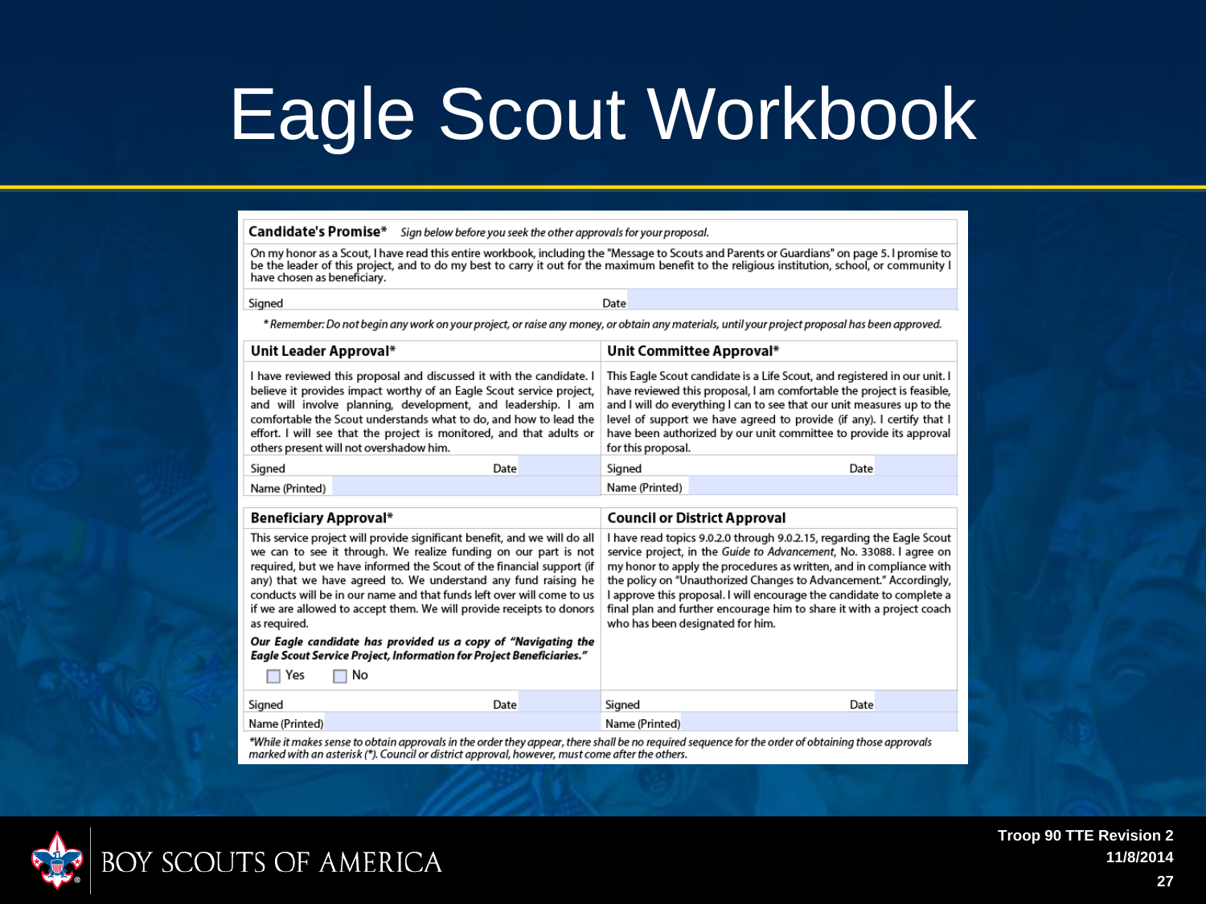# Eagle Scout Workbook

**Candidate's Promise*** *Sign below before you seek the other approvals for your proposal.*

On my honor as a Scout, I have read this entire workbook, including the "Message to Scouts and Parents or Guardians" on page 5. I promise to be the leader of this project, and to do my best to carry it out for the maximum benefit to the religious institution, school, or community I have chosen as beneficiary.

Signed Date

*\* Remember: Do not begin any work on your project, or raise any money, or obtain any materials, until your project proposal has been approved.*

**Unit Leader Approval***

I have reviewed this proposal and discussed it with the candidate. I believe it provides impact worthy of an Eagle Scout service project, and will involve planning, development, and leadership. I am comfortable the Scout understands what to do, and how to lead the effort. I will see that the project is monitored, and that adults or others present will not overshadow him.

Signed Date

Name (Printed)

**Unit Committee Approval***

This Eagle Scout candidate is a Life Scout, and registered in our unit. I have reviewed this proposal, I am comfortable the project is feasible, and I will do everything I can to see that our unit measures up to the level of support we have agreed to provide (if any). I certify that I have been authorized by our unit committee to provide its approval for this proposal.

Signed Date

Name (Printed)

**Beneficiary Approval***

This service project will provide significant benefit, and we will do all we can to see it through. We realize funding on our part is not required, but we have informed the Scout of the financial support (if any) that we have agreed to. We understand any fund raising he conducts will be in our name and that funds left over will come to us if we are allowed to accept them. We will provide receipts to donors as required.

***Our Eagle candidate has provided us a copy of "Navigating the Eagle Scout Service Project, Information for Project Beneficiaries."***

☐ Yes ☐ No

Signed Date

Name (Printed)

**Council or District Approval**

I have read topics 9.0.2.0 through 9.0.2.15, regarding the Eagle Scout service project, in the *Guide to Advancement*, No. 33088. I agree on my honor to apply the procedures as written, and in compliance with the policy on "Unauthorized Changes to Advancement." Accordingly, I approve this proposal. I will encourage the candidate to complete a final plan and further encourage him to share it with a project coach who has been designated for him.

Signed Date

Name (Printed)

*\*While it makes sense to obtain approvals in the order they appear, there shall be no required sequence for the order of obtaining those approvals marked with an asterisk (\*). Council or district approval, however, must come after the others.*

BOY SCOUTS OF AMERICA

Troop 90 TTE Revision 2
11/8/2014